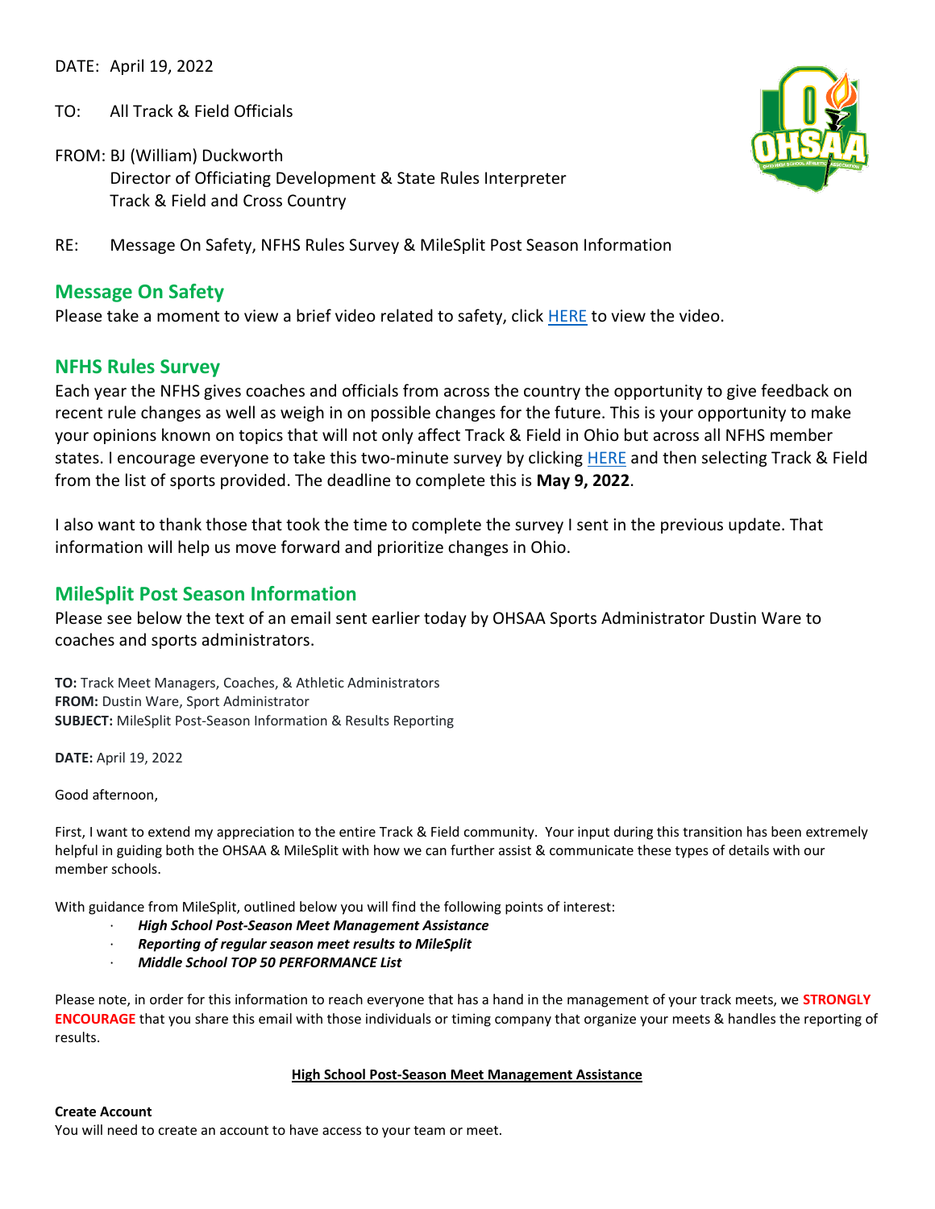DATE: April 19, 2022

TO: All Track & Field Officials

FROM: BJ (William) Duckworth
Director of Officiating Development & State Rules Interpreter
Track & Field and Cross Country

RE: Message On Safety, NFHS Rules Survey & MileSplit Post Season Information

## Message On Safety

Please take a moment to view a brief video related to safety, click HERE to view the video.

## NFHS Rules Survey

Each year the NFHS gives coaches and officials from across the country the opportunity to give feedback on recent rule changes as well as weigh in on possible changes for the future. This is your opportunity to make your opinions known on topics that will not only affect Track & Field in Ohio but across all NFHS member states. I encourage everyone to take this two-minute survey by clicking HERE and then selecting Track & Field from the list of sports provided. The deadline to complete this is **May 9, 2022**.

I also want to thank those that took the time to complete the survey I sent in the previous update. That information will help us move forward and prioritize changes in Ohio.

## MileSplit Post Season Information

Please see below the text of an email sent earlier today by OHSAA Sports Administrator Dustin Ware to coaches and sports administrators.

**TO:** Track Meet Managers, Coaches, & Athletic Administrators
**FROM:** Dustin Ware, Sport Administrator
**SUBJECT:** MileSplit Post-Season Information & Results Reporting

**DATE:** April 19, 2022

Good afternoon,

First, I want to extend my appreciation to the entire Track & Field community. Your input during this transition has been extremely helpful in guiding both the OHSAA & MileSplit with how we can further assist & communicate these types of details with our member schools.

With guidance from MileSplit, outlined below you will find the following points of interest:

- ***High School Post-Season Meet Management Assistance***
- ***Reporting of regular season meet results to MileSplit***
- ***Middle School TOP 50 PERFORMANCE List***

Please note, in order for this information to reach everyone that has a hand in the management of your track meets, we **STRONGLY ENCOURAGE** that you share this email with those individuals or timing company that organize your meets & handles the reporting of results.

**High School Post-Season Meet Management Assistance**

**Create Account**
You will need to create an account to have access to your team or meet.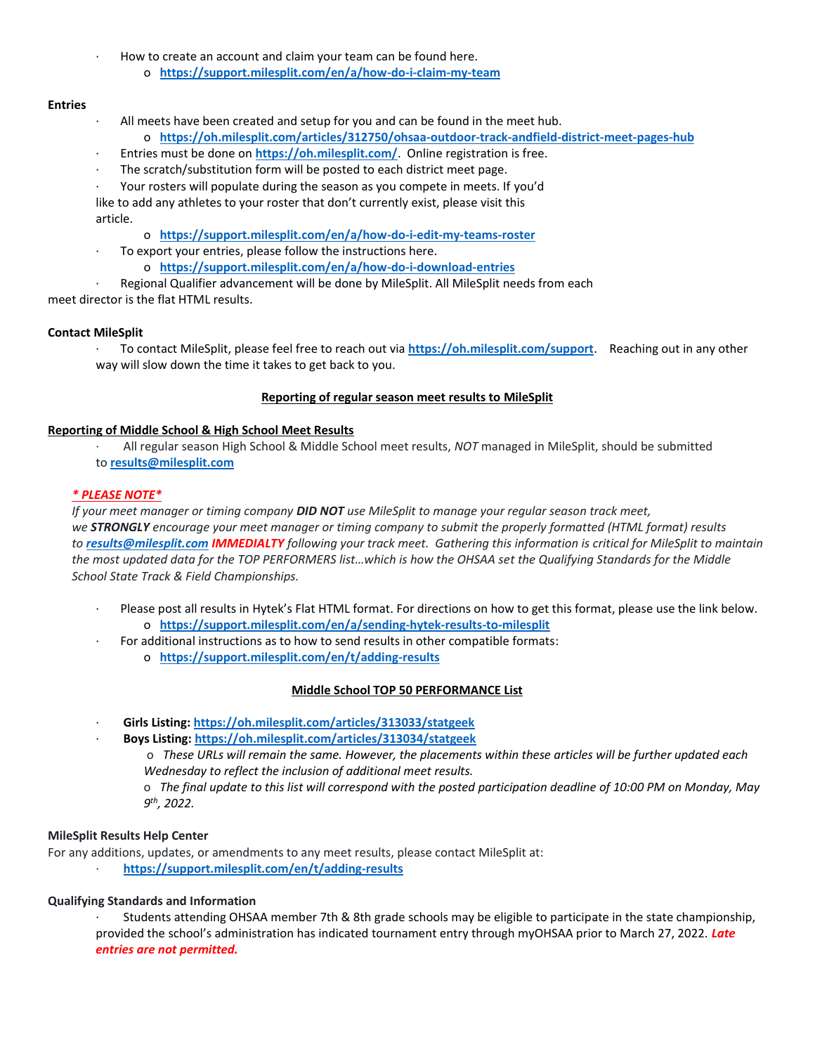- How to create an account and claim your team can be found here.
    - **https://support.milesplit.com/en/a/how-do-i-claim-my-team**

**Entries**

- All meets have been created and setup for you and can be found in the meet hub.
    - **https://oh.milesplit.com/articles/312750/ohsaa-outdoor-track-andfield-district-meet-pages-hub**
- Entries must be done on **https://oh.milesplit.com/**. Online registration is free.
- The scratch/substitution form will be posted to each district meet page.
- Your rosters will populate during the season as you compete in meets. If you'd like to add any athletes to your roster that don't currently exist, please visit this article.
    - **https://support.milesplit.com/en/a/how-do-i-edit-my-teams-roster**
- To export your entries, please follow the instructions here.
    - **https://support.milesplit.com/en/a/how-do-i-download-entries**
- Regional Qualifier advancement will be done by MileSplit. All MileSplit needs from each meet director is the flat HTML results.

**Contact MileSplit**

- To contact MileSplit, please feel free to reach out via **https://oh.milesplit.com/support**. Reaching out in any other way will slow down the time it takes to get back to you.

## Reporting of regular season meet results to MileSplit

**Reporting of Middle School & High School Meet Results**

- All regular season High School & Middle School meet results, *NOT* managed in MileSplit, should be submitted to **results@milesplit.com**

***\* PLEASE NOTE\****

*If your meet manager or timing company **DID NOT** use MileSplit to manage your regular season track meet, we **STRONGLY** encourage your meet manager or timing company to submit the properly formatted (HTML format) results to **results@milesplit.com** **IMMEDIALTY** following your track meet. Gathering this information is critical for MileSplit to maintain the most updated data for the TOP PERFORMERS list…which is how the OHSAA set the Qualifying Standards for the Middle School State Track & Field Championships.*

- Please post all results in Hytek's Flat HTML format. For directions on how to get this format, please use the link below.
    - **https://support.milesplit.com/en/a/sending-hytek-results-to-milesplit**
- For additional instructions as to how to send results in other compatible formats:
    - **https://support.milesplit.com/en/t/adding-results**

## Middle School TOP 50 PERFORMANCE List

- **Girls Listing: https://oh.milesplit.com/articles/313033/statgeek**
- **Boys Listing: https://oh.milesplit.com/articles/313034/statgeek**
    - *These URLs will remain the same. However, the placements within these articles will be further updated each Wednesday to reflect the inclusion of additional meet results.*
    - *The final update to this list will correspond with the posted participation deadline of 10:00 PM on Monday, May 9th, 2022.*

**MileSplit Results Help Center**

For any additions, updates, or amendments to any meet results, please contact MileSplit at:

- **https://support.milesplit.com/en/t/adding-results**

**Qualifying Standards and Information**

- Students attending OHSAA member 7th & 8th grade schools may be eligible to participate in the state championship, provided the school's administration has indicated tournament entry through myOHSAA prior to March 27, 2022. ***Late entries are not permitted.***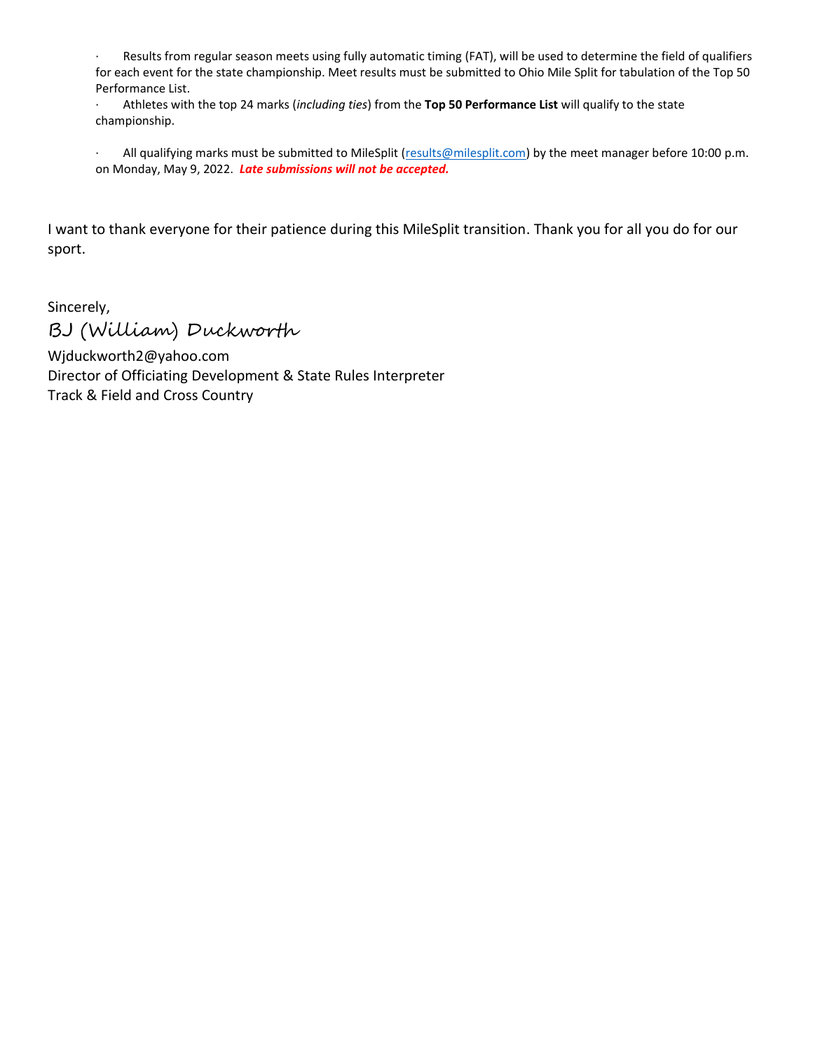- Results from regular season meets using fully automatic timing (FAT), will be used to determine the field of qualifiers for each event for the state championship. Meet results must be submitted to Ohio Mile Split for tabulation of the Top 50 Performance List.
- Athletes with the top 24 marks (*including ties*) from the **Top 50 Performance List** will qualify to the state championship.

- All qualifying marks must be submitted to MileSplit (results@milesplit.com) by the meet manager before 10:00 p.m. on Monday, May 9, 2022. ***Late submissions will not be accepted.***

I want to thank everyone for their patience during this MileSplit transition. Thank you for all you do for our sport.

Sincerely,
BJ (William) Duckworth
Wjduckworth2@yahoo.com
Director of Officiating Development & State Rules Interpreter
Track & Field and Cross Country